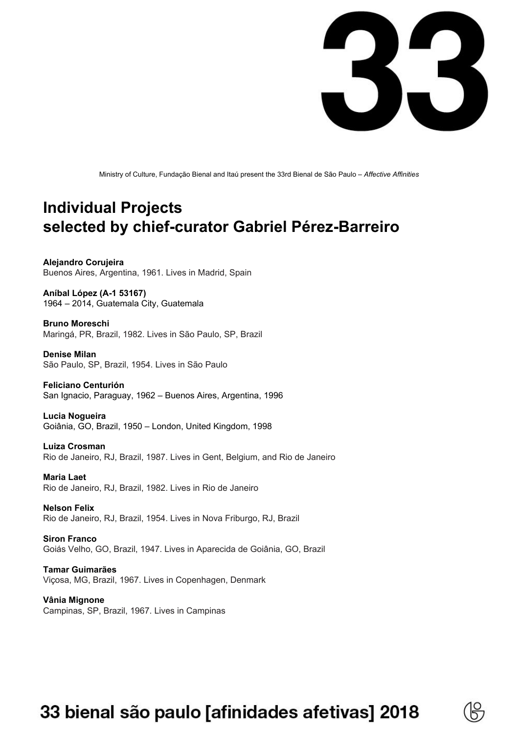# 33

Ministry of Culture, Fundação Bienal and Itaú present the 33rd Bienal de São Paulo – *Affective Affinities*

## Individual Projects selected by chief-curator Gabriel Pérez-Barreiro

**Alejandro Corujeira**
Buenos Aires, Argentina, 1961. Lives in Madrid, Spain

**Aníbal López (A-1 53167)**
1964 – 2014, Guatemala City, Guatemala

**Bruno Moreschi**
Maringá, PR, Brazil, 1982. Lives in São Paulo, SP, Brazil

**Denise Milan**
São Paulo, SP, Brazil, 1954. Lives in São Paulo

**Feliciano Centurión**
San Ignacio, Paraguay, 1962 – Buenos Aires, Argentina, 1996

**Lucia Nogueira**
Goiânia, GO, Brazil, 1950 – London, United Kingdom, 1998

**Luiza Crosman**
Rio de Janeiro, RJ, Brazil, 1987. Lives in Gent, Belgium, and Rio de Janeiro

**Maria Laet**
Rio de Janeiro, RJ, Brazil, 1982. Lives in Rio de Janeiro

**Nelson Felix**
Rio de Janeiro, RJ, Brazil, 1954. Lives in Nova Friburgo, RJ, Brazil

**Siron Franco**
Goiás Velho, GO, Brazil, 1947. Lives in Aparecida de Goiânia, GO, Brazil

**Tamar Guimarães**
Viçosa, MG, Brazil, 1967. Lives in Copenhagen, Denmark

**Vânia Mignone**
Campinas, SP, Brazil, 1967. Lives in Campinas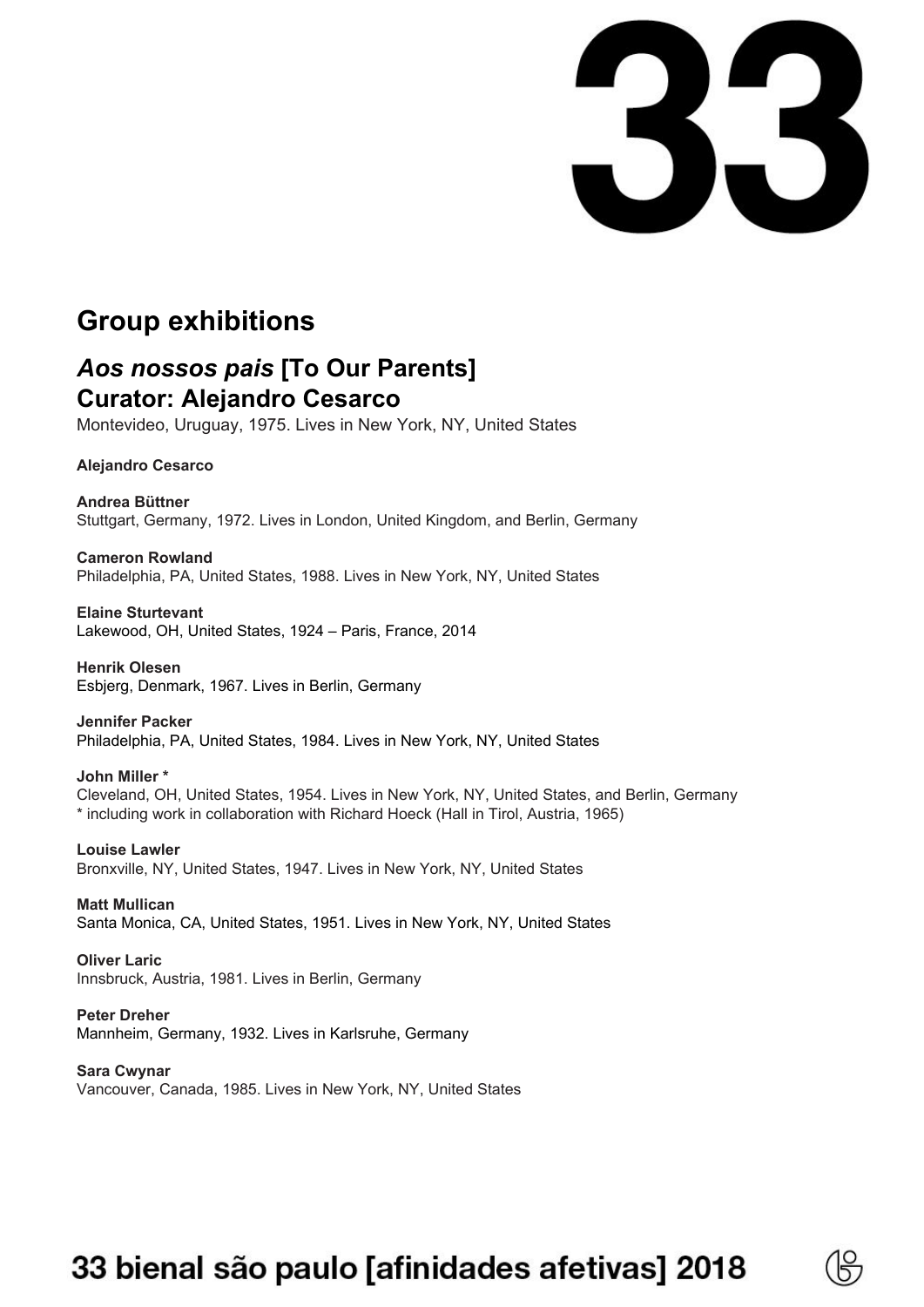## Group exhibitions

### *Aos nossos pais* [To Our Parents]
### Curator: Alejandro Cesarco

Montevideo, Uruguay, 1975. Lives in New York, NY, United States

**Alejandro Cesarco**

**Andrea Büttner**
Stuttgart, Germany, 1972. Lives in London, United Kingdom, and Berlin, Germany

**Cameron Rowland**
Philadelphia, PA, United States, 1988. Lives in New York, NY, United States

**Elaine Sturtevant**
Lakewood, OH, United States, 1924 – Paris, France, 2014

**Henrik Olesen**
Esbjerg, Denmark, 1967. Lives in Berlin, Germany

**Jennifer Packer**
Philadelphia, PA, United States, 1984. Lives in New York, NY, United States

**John Miller ***
Cleveland, OH, United States, 1954. Lives in New York, NY, United States, and Berlin, Germany
* including work in collaboration with Richard Hoeck (Hall in Tirol, Austria, 1965)

**Louise Lawler**
Bronxville, NY, United States, 1947. Lives in New York, NY, United States

**Matt Mullican**
Santa Monica, CA, United States, 1951. Lives in New York, NY, United States

**Oliver Laric**
Innsbruck, Austria, 1981. Lives in Berlin, Germany

**Peter Dreher**
Mannheim, Germany, 1932. Lives in Karlsruhe, Germany

**Sara Cwynar**
Vancouver, Canada, 1985. Lives in New York, NY, United States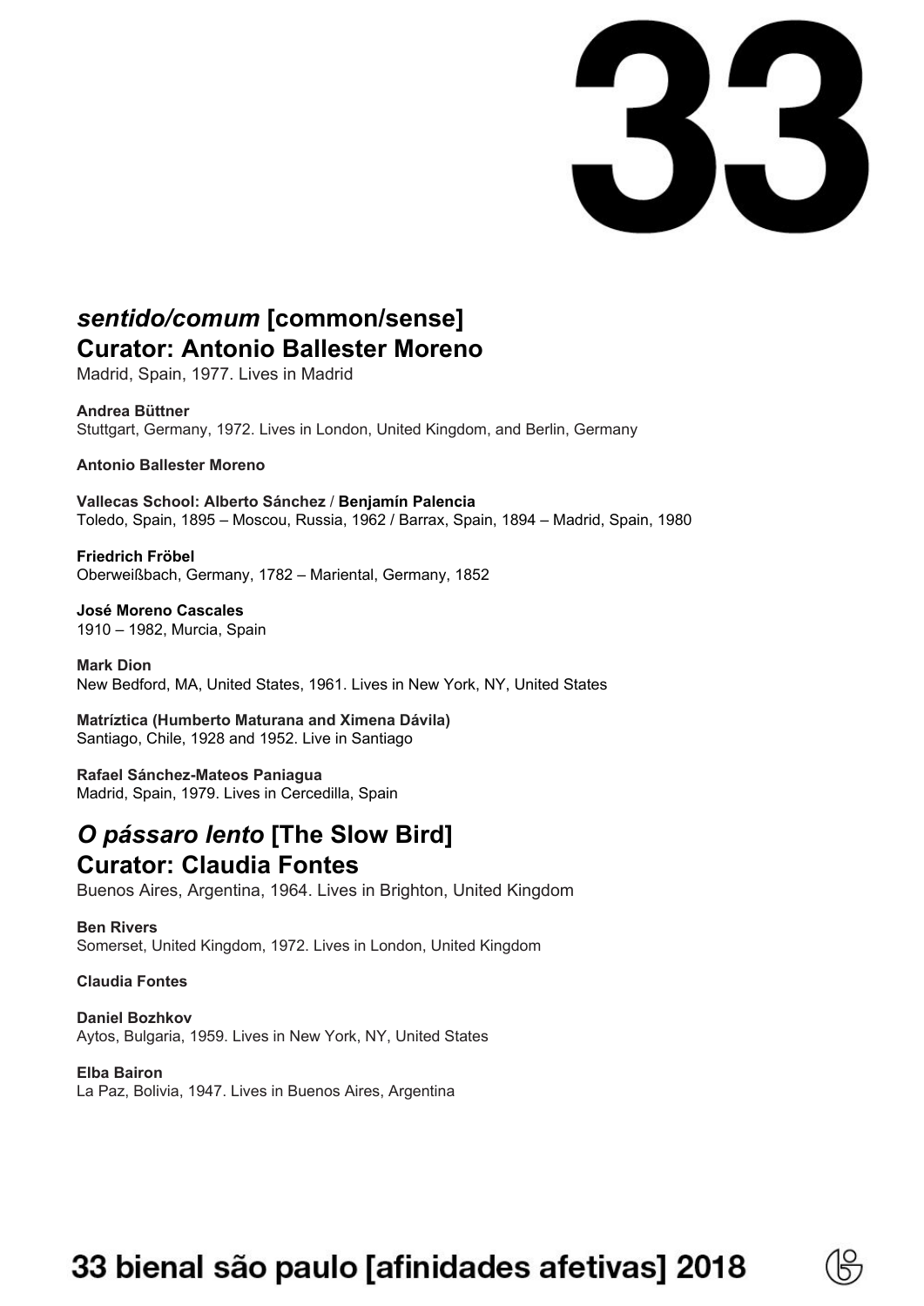## *sentido/comum* [common/sense]
## Curator: Antonio Ballester Moreno

Madrid, Spain, 1977. Lives in Madrid

**Andrea Büttner**
Stuttgart, Germany, 1972. Lives in London, United Kingdom, and Berlin, Germany

**Antonio Ballester Moreno**

**Vallecas School: Alberto Sánchez** / **Benjamín Palencia**
Toledo, Spain, 1895 – Moscou, Russia, 1962 / Barrax, Spain, 1894 – Madrid, Spain, 1980

**Friedrich Fröbel**
Oberweißbach, Germany, 1782 – Mariental, Germany, 1852

**José Moreno Cascales**
1910 – 1982, Murcia, Spain

**Mark Dion**
New Bedford, MA, United States, 1961. Lives in New York, NY, United States

**Matríztica (Humberto Maturana and Ximena Dávila)**
Santiago, Chile, 1928 and 1952. Live in Santiago

**Rafael Sánchez-Mateos Paniagua**
Madrid, Spain, 1979. Lives in Cercedilla, Spain

## *O pássaro lento* [The Slow Bird]
## Curator: Claudia Fontes

Buenos Aires, Argentina, 1964. Lives in Brighton, United Kingdom

**Ben Rivers**
Somerset, United Kingdom, 1972. Lives in London, United Kingdom

**Claudia Fontes**

**Daniel Bozhkov**
Aytos, Bulgaria, 1959. Lives in New York, NY, United States

**Elba Bairon**
La Paz, Bolivia, 1947. Lives in Buenos Aires, Argentina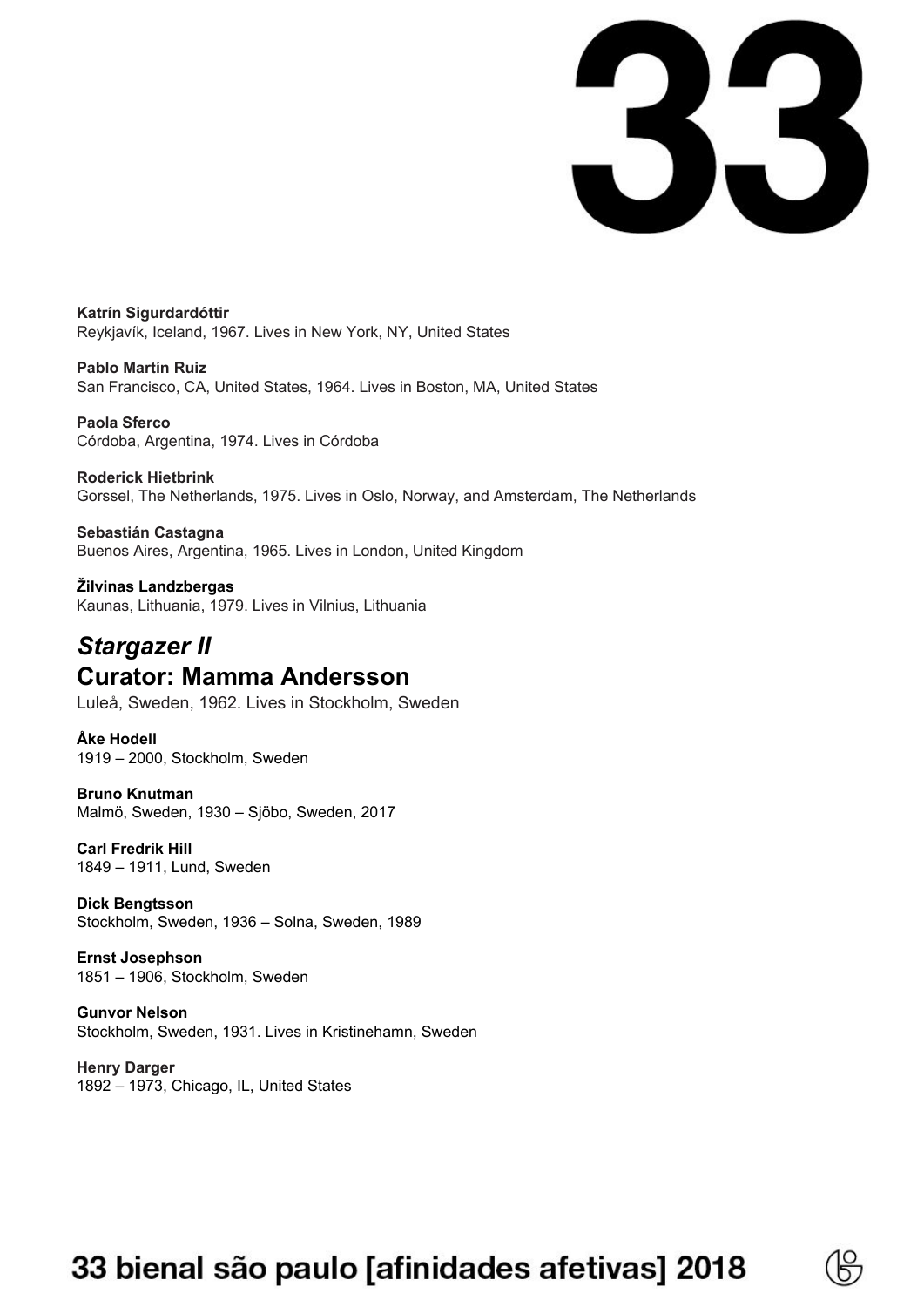**Katrín Sigurdardóttir**
Reykjavík, Iceland, 1967. Lives in New York, NY, United States

**Pablo Martín Ruiz**
San Francisco, CA, United States, 1964. Lives in Boston, MA, United States

**Paola Sferco**
Córdoba, Argentina, 1974. Lives in Córdoba

**Roderick Hietbrink**
Gorssel, The Netherlands, 1975. Lives in Oslo, Norway, and Amsterdam, The Netherlands

**Sebastián Castagna**
Buenos Aires, Argentina, 1965. Lives in London, United Kingdom

**Žilvinas Landzbergas**
Kaunas, Lithuania, 1979. Lives in Vilnius, Lithuania

## *Stargazer II*

## Curator: Mamma Andersson

Luleå, Sweden, 1962. Lives in Stockholm, Sweden

**Åke Hodell**
1919 – 2000, Stockholm, Sweden

**Bruno Knutman**
Malmö, Sweden, 1930 – Sjöbo, Sweden, 2017

**Carl Fredrik Hill**
1849 – 1911, Lund, Sweden

**Dick Bengtsson**
Stockholm, Sweden, 1936 – Solna, Sweden, 1989

**Ernst Josephson**
1851 – 1906, Stockholm, Sweden

**Gunvor Nelson**
Stockholm, Sweden, 1931. Lives in Kristinehamn, Sweden

**Henry Darger**
1892 – 1973, Chicago, IL, United States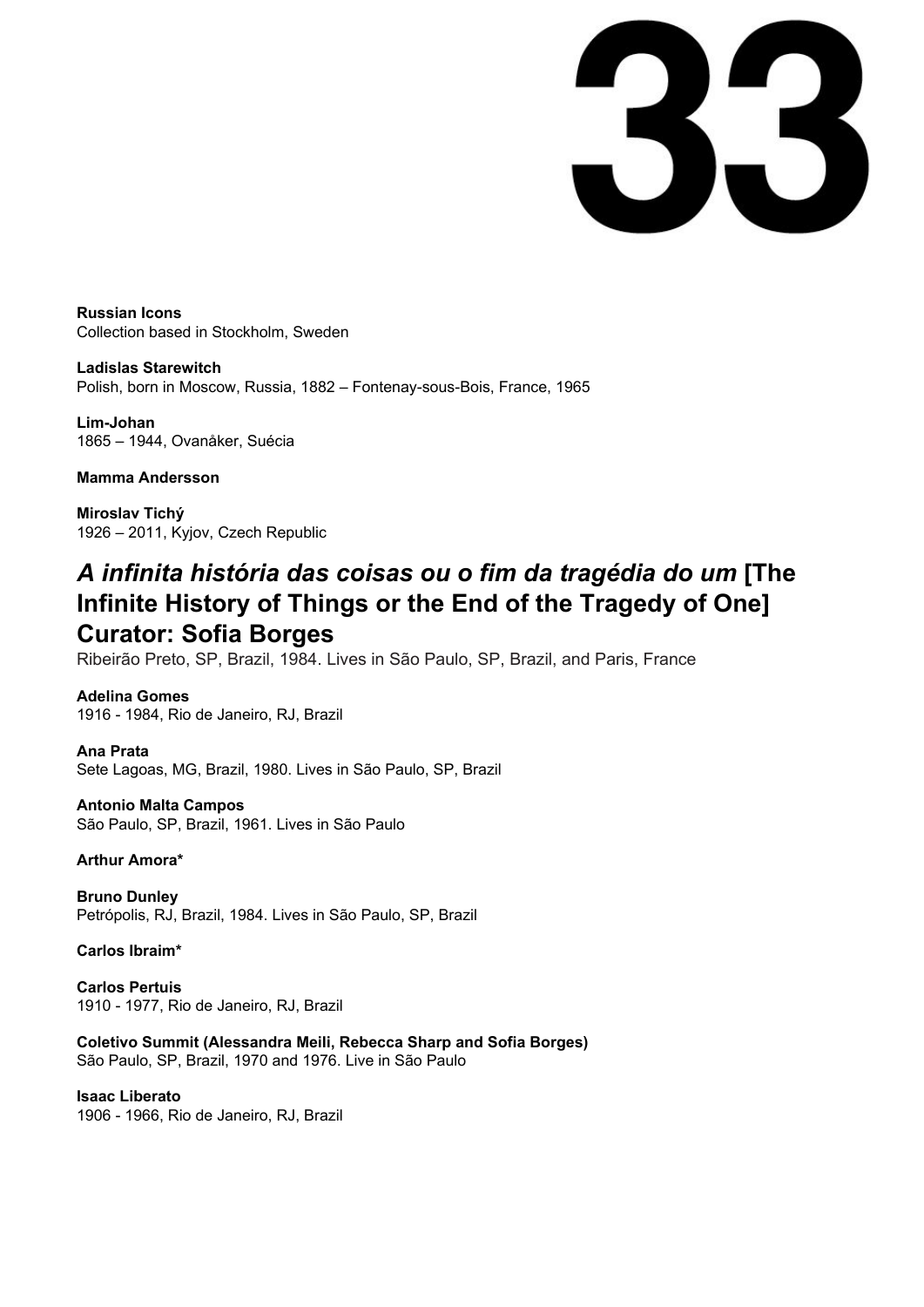**Russian Icons**
Collection based in Stockholm, Sweden

**Ladislas Starewitch**
Polish, born in Moscow, Russia, 1882 – Fontenay-sous-Bois, France, 1965

**Lim-Johan**
1865 – 1944, Ovanåker, Suécia

**Mamma Andersson**

**Miroslav Tichý**
1926 – 2011, Kyjov, Czech Republic

## *A infinita história das coisas ou o fim da tragédia do um* [The Infinite History of Things or the End of the Tragedy of One] Curator: Sofia Borges

Ribeirão Preto, SP, Brazil, 1984. Lives in São Paulo, SP, Brazil, and Paris, France

**Adelina Gomes**
1916 - 1984, Rio de Janeiro, RJ, Brazil

**Ana Prata**
Sete Lagoas, MG, Brazil, 1980. Lives in São Paulo, SP, Brazil

**Antonio Malta Campos**
São Paulo, SP, Brazil, 1961. Lives in São Paulo

**Arthur Amora***

**Bruno Dunley**
Petrópolis, RJ, Brazil, 1984. Lives in São Paulo, SP, Brazil

**Carlos Ibraim***

**Carlos Pertuis**
1910 - 1977, Rio de Janeiro, RJ, Brazil

**Coletivo Summit (Alessandra Meili, Rebecca Sharp and Sofia Borges)**
São Paulo, SP, Brazil, 1970 and 1976. Live in São Paulo

**Isaac Liberato**
1906 - 1966, Rio de Janeiro, RJ, Brazil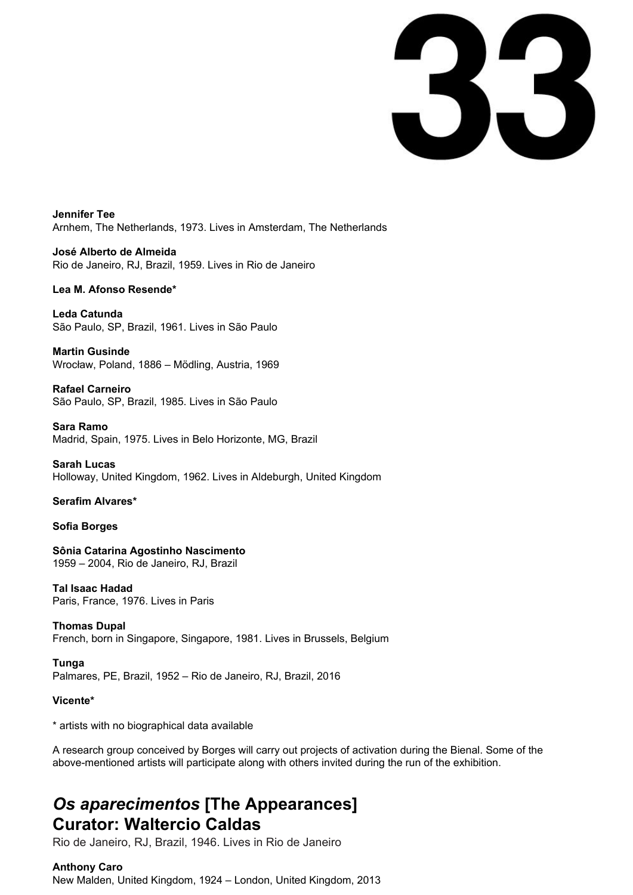**Jennifer Tee**
Arnhem, The Netherlands, 1973. Lives in Amsterdam, The Netherlands

**José Alberto de Almeida**
Rio de Janeiro, RJ, Brazil, 1959. Lives in Rio de Janeiro

**Lea M. Afonso Resende***

**Leda Catunda**
São Paulo, SP, Brazil, 1961. Lives in São Paulo

**Martin Gusinde**
Wrocław, Poland, 1886 – Mödling, Austria, 1969

**Rafael Carneiro**
São Paulo, SP, Brazil, 1985. Lives in São Paulo

**Sara Ramo**
Madrid, Spain, 1975. Lives in Belo Horizonte, MG, Brazil

**Sarah Lucas**
Holloway, United Kingdom, 1962. Lives in Aldeburgh, United Kingdom

**Serafim Alvares***

**Sofia Borges**

**Sônia Catarina Agostinho Nascimento**
1959 – 2004, Rio de Janeiro, RJ, Brazil

**Tal Isaac Hadad**
Paris, France, 1976. Lives in Paris

**Thomas Dupal**
French, born in Singapore, Singapore, 1981. Lives in Brussels, Belgium

**Tunga**
Palmares, PE, Brazil, 1952 – Rio de Janeiro, RJ, Brazil, 2016

**Vicente***

* artists with no biographical data available

A research group conceived by Borges will carry out projects of activation during the Bienal. Some of the above-mentioned artists will participate along with others invited during the run of the exhibition.

## *Os aparecimentos* [The Appearances]
## Curator: Waltercio Caldas

Rio de Janeiro, RJ, Brazil, 1946. Lives in Rio de Janeiro

**Anthony Caro**
New Malden, United Kingdom, 1924 – London, United Kingdom, 2013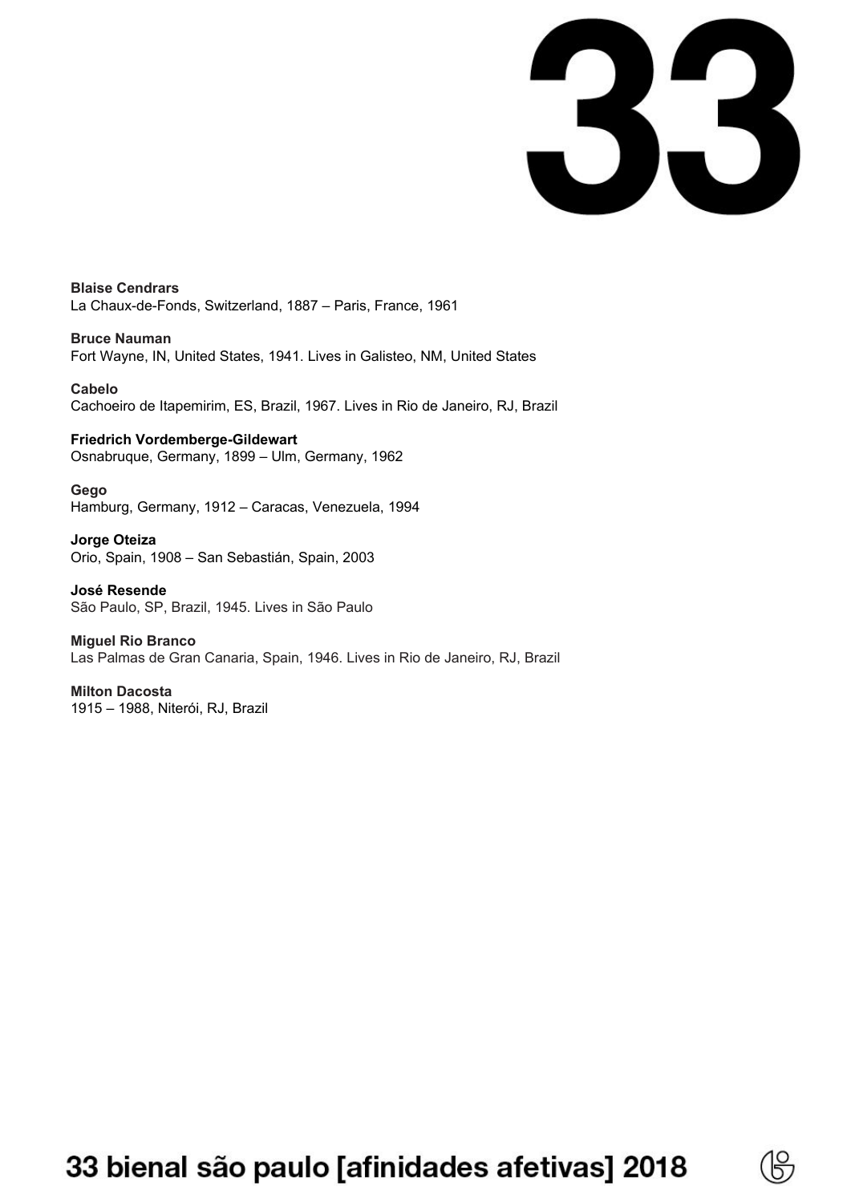**Blaise Cendrars**
La Chaux-de-Fonds, Switzerland, 1887 – Paris, France, 1961

**Bruce Nauman**
Fort Wayne, IN, United States, 1941. Lives in Galisteo, NM, United States

**Cabelo**
Cachoeiro de Itapemirim, ES, Brazil, 1967. Lives in Rio de Janeiro, RJ, Brazil

**Friedrich Vordemberge-Gildewart**
Osnabruque, Germany, 1899 – Ulm, Germany, 1962

**Gego**
Hamburg, Germany, 1912 – Caracas, Venezuela, 1994

**Jorge Oteiza**
Orio, Spain, 1908 – San Sebastián, Spain, 2003

**José Resende**
São Paulo, SP, Brazil, 1945. Lives in São Paulo

**Miguel Rio Branco**
Las Palmas de Gran Canaria, Spain, 1946. Lives in Rio de Janeiro, RJ, Brazil

**Milton Dacosta**
1915 – 1988, Niterói, RJ, Brazil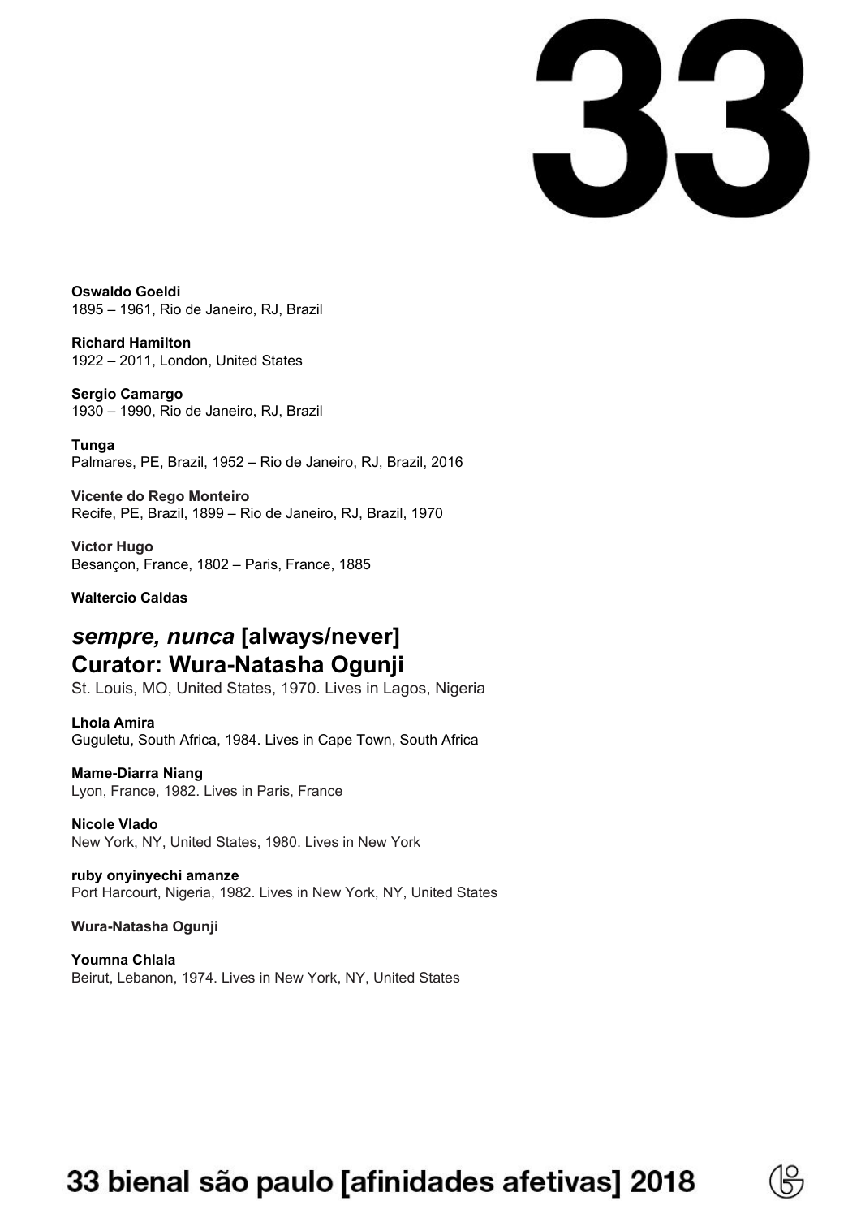**Oswaldo Goeldi**
1895 – 1961, Rio de Janeiro, RJ, Brazil

**Richard Hamilton**
1922 – 2011, London, United States

**Sergio Camargo**
1930 – 1990, Rio de Janeiro, RJ, Brazil

**Tunga**
Palmares, PE, Brazil, 1952 – Rio de Janeiro, RJ, Brazil, 2016

**Vicente do Rego Monteiro**
Recife, PE, Brazil, 1899 – Rio de Janeiro, RJ, Brazil, 1970

**Victor Hugo**
Besançon, France, 1802 – Paris, France, 1885

**Waltercio Caldas**

## *sempre, nunca* [always/never]
## Curator: Wura-Natasha Ogunji

St. Louis, MO, United States, 1970. Lives in Lagos, Nigeria

**Lhola Amira**
Guguletu, South Africa, 1984. Lives in Cape Town, South Africa

**Mame-Diarra Niang**
Lyon, France, 1982. Lives in Paris, France

**Nicole Vlado**
New York, NY, United States, 1980. Lives in New York

**ruby onyinyechi amanze**
Port Harcourt, Nigeria, 1982. Lives in New York, NY, United States

**Wura-Natasha Ogunji**

**Youmna Chlala**
Beirut, Lebanon, 1974. Lives in New York, NY, United States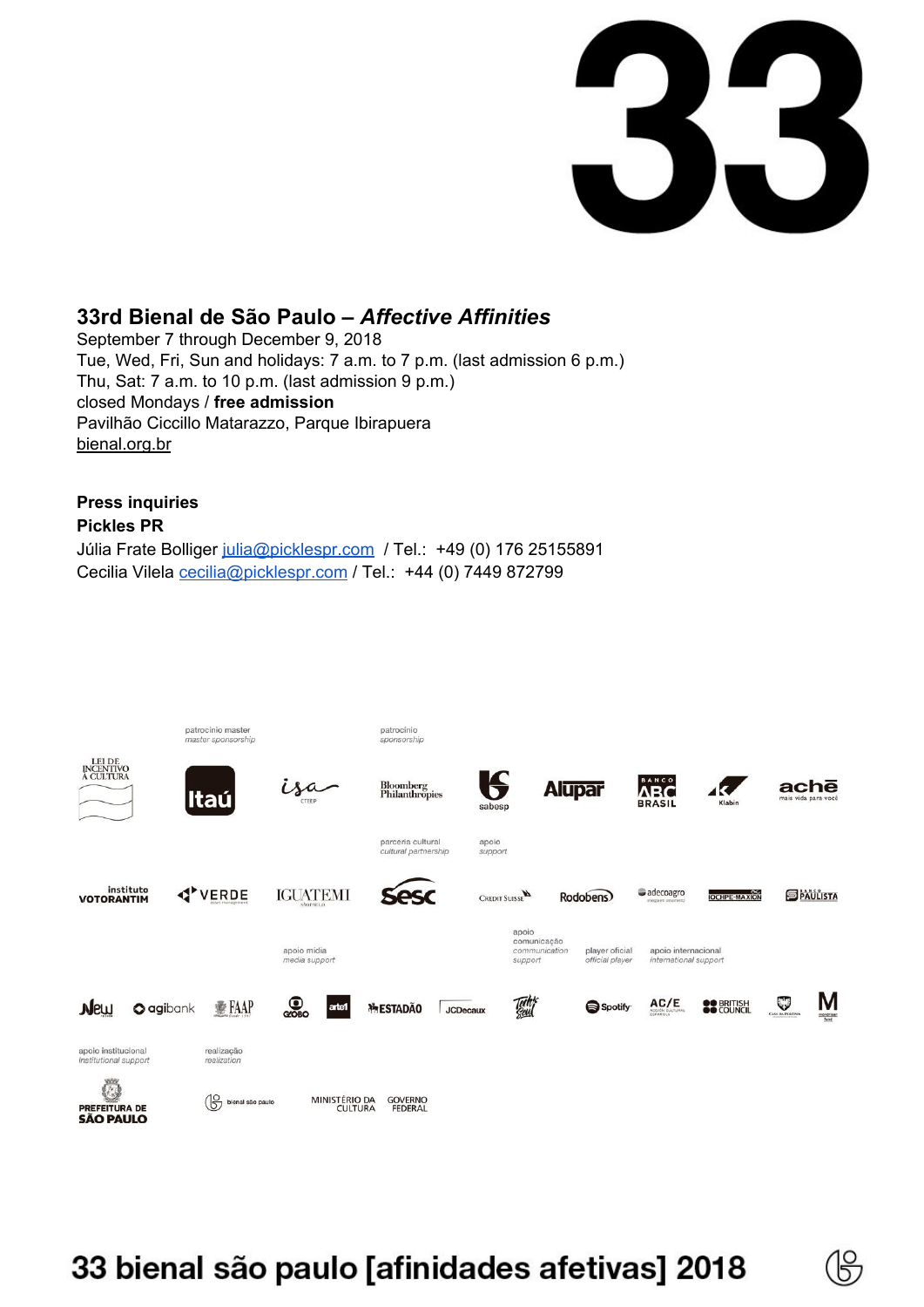# 33

## 33rd Bienal de São Paulo – *Affective Affinities*

September 7 through December 9, 2018
Tue, Wed, Fri, Sun and holidays: 7 a.m. to 7 p.m. (last admission 6 p.m.)
Thu, Sat: 7 a.m. to 10 p.m. (last admission 9 p.m.)
closed Mondays / **free admission**
Pavilhão Ciccillo Matarazzo, Parque Ibirapuera
bienal.org.br

**Press inquiries**
**Pickles PR**
Júlia Frate Bolliger julia@picklespr.com / Tel.: +49 (0) 176 25155891
Cecilia Vilela cecilia@picklespr.com / Tel.: +44 (0) 7449 872799

patrocínio master
*master sponsorship*

patrocínio
*sponsorship*

parceria cultural
*cultural partnership*

apoio
*support*

apoio mídia
*media support*

apoio comunicação
*communication support*

player oficial
*official player*

apoio internacional
*international support*

apoio institucional
*institutional support*

realização
*realization*

33 bienal são paulo [afinidades afetivas] 2018